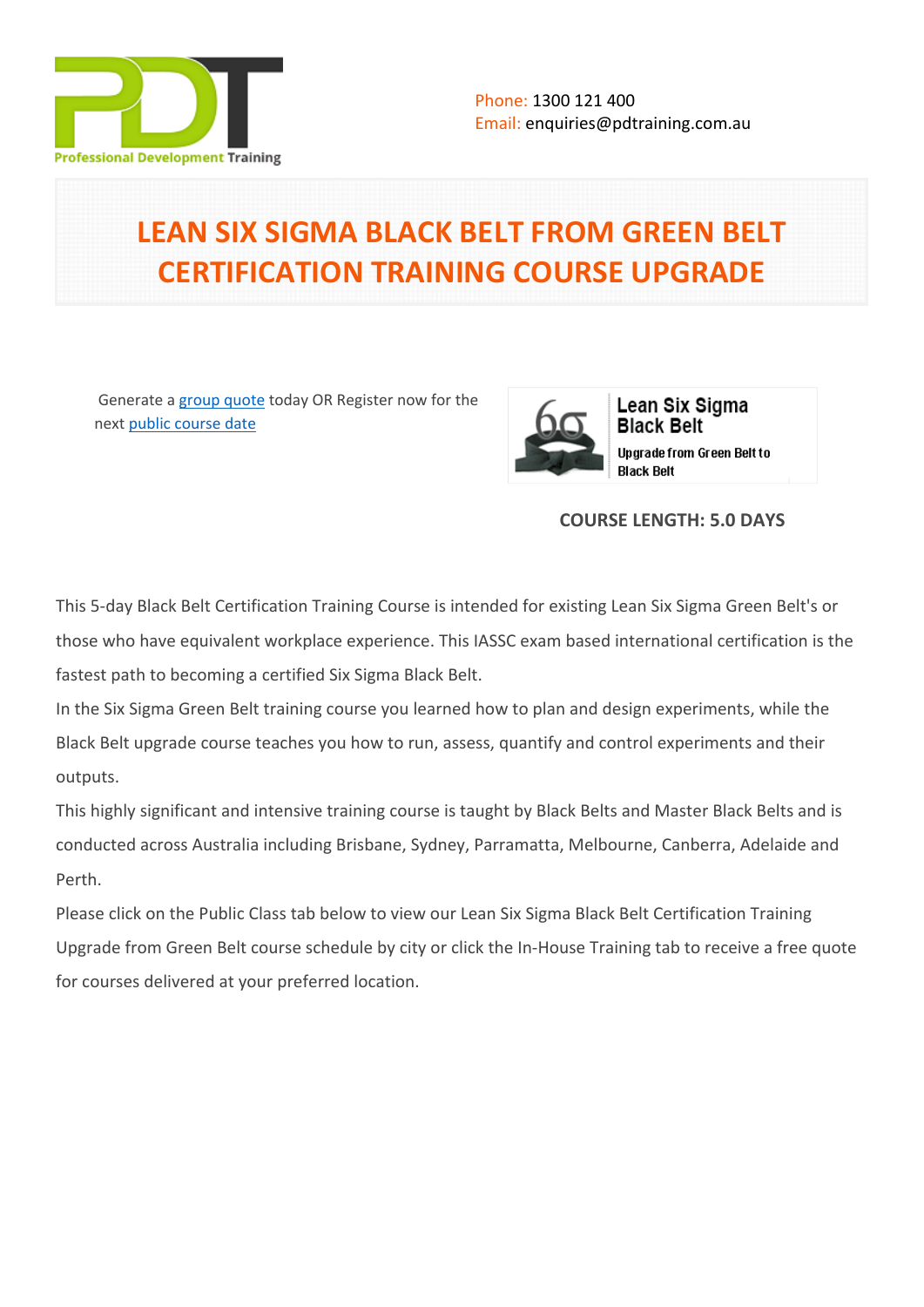Phone: 1300 121 400
Email: enquiries@pdtraining.com.au

# LEAN SIX SIGMA BLACK BELT FROM GREEN BELT CERTIFICATION TRAINING COURSE UPGRADE

Generate a group quote today OR Register now for the next public course date

Lean Six Sigma Black Belt

Upgrade from Green Belt to Black Belt

**COURSE LENGTH: 5.0 DAYS**

This 5-day Black Belt Certification Training Course is intended for existing Lean Six Sigma Green Belt's or those who have equivalent workplace experience. This IASSC exam based international certification is the fastest path to becoming a certified Six Sigma Black Belt.

In the Six Sigma Green Belt training course you learned how to plan and design experiments, while the Black Belt upgrade course teaches you how to run, assess, quantify and control experiments and their outputs.

This highly significant and intensive training course is taught by Black Belts and Master Black Belts and is conducted across Australia including Brisbane, Sydney, Parramatta, Melbourne, Canberra, Adelaide and Perth.

Please click on the Public Class tab below to view our Lean Six Sigma Black Belt Certification Training Upgrade from Green Belt course schedule by city or click the In-House Training tab to receive a free quote for courses delivered at your preferred location.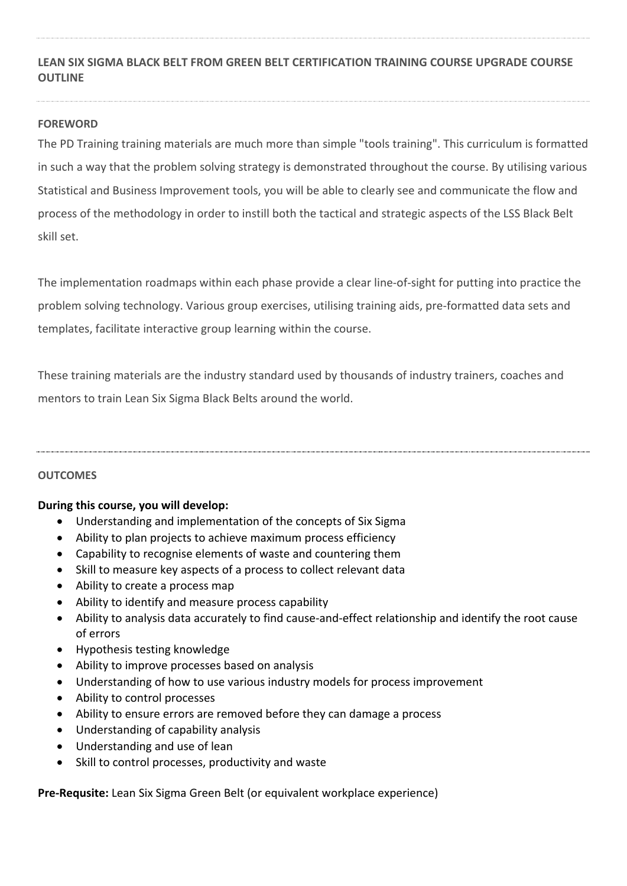## LEAN SIX SIGMA BLACK BELT FROM GREEN BELT CERTIFICATION TRAINING COURSE UPGRADE COURSE OUTLINE

### FOREWORD

The PD Training training materials are much more than simple "tools training". This curriculum is formatted in such a way that the problem solving strategy is demonstrated throughout the course. By utilising various Statistical and Business Improvement tools, you will be able to clearly see and communicate the flow and process of the methodology in order to instill both the tactical and strategic aspects of the LSS Black Belt skill set.

The implementation roadmaps within each phase provide a clear line-of-sight for putting into practice the problem solving technology. Various group exercises, utilising training aids, pre-formatted data sets and templates, facilitate interactive group learning within the course.

These training materials are the industry standard used by thousands of industry trainers, coaches and mentors to train Lean Six Sigma Black Belts around the world.

### OUTCOMES

**During this course, you will develop:**

- Understanding and implementation of the concepts of Six Sigma
- Ability to plan projects to achieve maximum process efficiency
- Capability to recognise elements of waste and countering them
- Skill to measure key aspects of a process to collect relevant data
- Ability to create a process map
- Ability to identify and measure process capability
- Ability to analysis data accurately to find cause-and-effect relationship and identify the root cause of errors
- Hypothesis testing knowledge
- Ability to improve processes based on analysis
- Understanding of how to use various industry models for process improvement
- Ability to control processes
- Ability to ensure errors are removed before they can damage a process
- Understanding of capability analysis
- Understanding and use of lean
- Skill to control processes, productivity and waste

**Pre-Requsite:** Lean Six Sigma Green Belt (or equivalent workplace experience)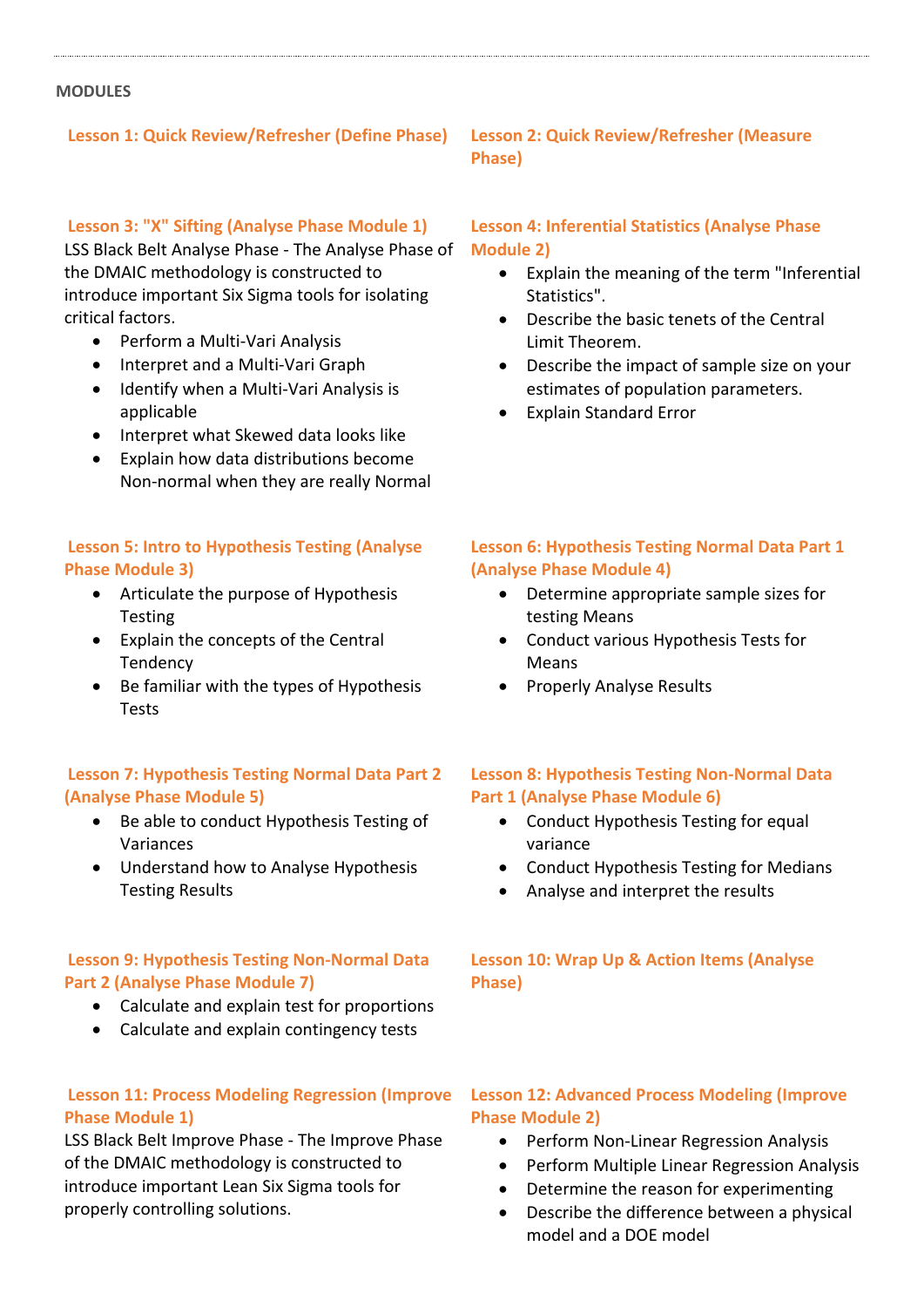**MODULES**

### Lesson 1: Quick Review/Refresher (Define Phase)

### Lesson 2: Quick Review/Refresher (Measure Phase)

### Lesson 3: "X" Sifting (Analyse Phase Module 1)

LSS Black Belt Analyse Phase - The Analyse Phase of the DMAIC methodology is constructed to introduce important Six Sigma tools for isolating critical factors.

- Perform a Multi-Vari Analysis
- Interpret and a Multi-Vari Graph
- Identify when a Multi-Vari Analysis is applicable
- Interpret what Skewed data looks like
- Explain how data distributions become Non-normal when they are really Normal

### Lesson 4: Inferential Statistics (Analyse Phase Module 2)

- Explain the meaning of the term "Inferential Statistics".
- Describe the basic tenets of the Central Limit Theorem.
- Describe the impact of sample size on your estimates of population parameters.
- Explain Standard Error

### Lesson 5: Intro to Hypothesis Testing (Analyse Phase Module 3)

- Articulate the purpose of Hypothesis Testing
- Explain the concepts of the Central Tendency
- Be familiar with the types of Hypothesis Tests

### Lesson 6: Hypothesis Testing Normal Data Part 1 (Analyse Phase Module 4)

- Determine appropriate sample sizes for testing Means
- Conduct various Hypothesis Tests for Means
- Properly Analyse Results

### Lesson 7: Hypothesis Testing Normal Data Part 2 (Analyse Phase Module 5)

- Be able to conduct Hypothesis Testing of Variances
- Understand how to Analyse Hypothesis Testing Results

### Lesson 8: Hypothesis Testing Non-Normal Data Part 1 (Analyse Phase Module 6)

- Conduct Hypothesis Testing for equal variance
- Conduct Hypothesis Testing for Medians
- Analyse and interpret the results

### Lesson 9: Hypothesis Testing Non-Normal Data Part 2 (Analyse Phase Module 7)

- Calculate and explain test for proportions
- Calculate and explain contingency tests

### Lesson 10: Wrap Up & Action Items (Analyse Phase)

### Lesson 11: Process Modeling Regression (Improve Phase Module 1)

LSS Black Belt Improve Phase - The Improve Phase of the DMAIC methodology is constructed to introduce important Lean Six Sigma tools for properly controlling solutions.

### Lesson 12: Advanced Process Modeling (Improve Phase Module 2)

- Perform Non-Linear Regression Analysis
- Perform Multiple Linear Regression Analysis
- Determine the reason for experimenting
- Describe the difference between a physical model and a DOE model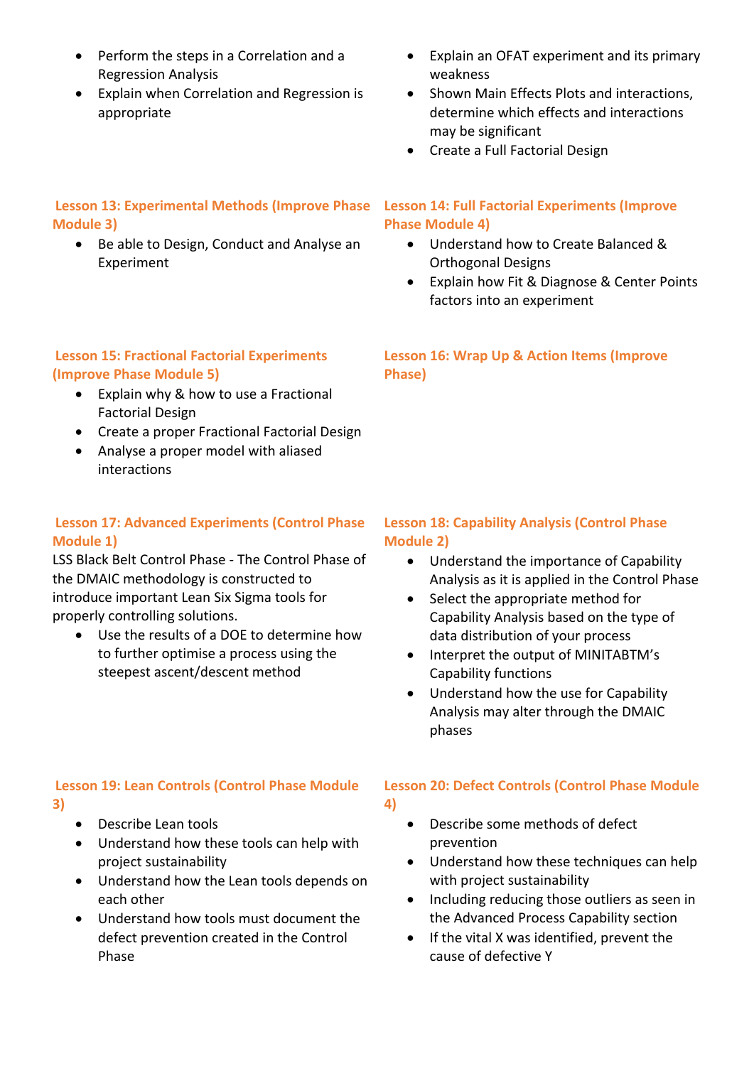- Perform the steps in a Correlation and a Regression Analysis
- Explain when Correlation and Regression is appropriate

- Explain an OFAT experiment and its primary weakness
- Shown Main Effects Plots and interactions, determine which effects and interactions may be significant
- Create a Full Factorial Design

### Lesson 13: Experimental Methods (Improve Phase Module 3)

- Be able to Design, Conduct and Analyse an Experiment

### Lesson 14: Full Factorial Experiments (Improve Phase Module 4)

- Understand how to Create Balanced & Orthogonal Designs
- Explain how Fit & Diagnose & Center Points factors into an experiment

### Lesson 15: Fractional Factorial Experiments (Improve Phase Module 5)

- Explain why & how to use a Fractional Factorial Design
- Create a proper Fractional Factorial Design
- Analyse a proper model with aliased interactions

### Lesson 16: Wrap Up & Action Items (Improve Phase)

### Lesson 17: Advanced Experiments (Control Phase Module 1)

LSS Black Belt Control Phase - The Control Phase of the DMAIC methodology is constructed to introduce important Lean Six Sigma tools for properly controlling solutions.

- Use the results of a DOE to determine how to further optimise a process using the steepest ascent/descent method

### Lesson 18: Capability Analysis (Control Phase Module 2)

- Understand the importance of Capability Analysis as it is applied in the Control Phase
- Select the appropriate method for Capability Analysis based on the type of data distribution of your process
- Interpret the output of MINITABTM's Capability functions
- Understand how the use for Capability Analysis may alter through the DMAIC phases

### Lesson 19: Lean Controls (Control Phase Module 3)

- Describe Lean tools
- Understand how these tools can help with project sustainability
- Understand how the Lean tools depends on each other
- Understand how tools must document the defect prevention created in the Control Phase

### Lesson 20: Defect Controls (Control Phase Module 4)

- Describe some methods of defect prevention
- Understand how these techniques can help with project sustainability
- Including reducing those outliers as seen in the Advanced Process Capability section
- If the vital X was identified, prevent the cause of defective Y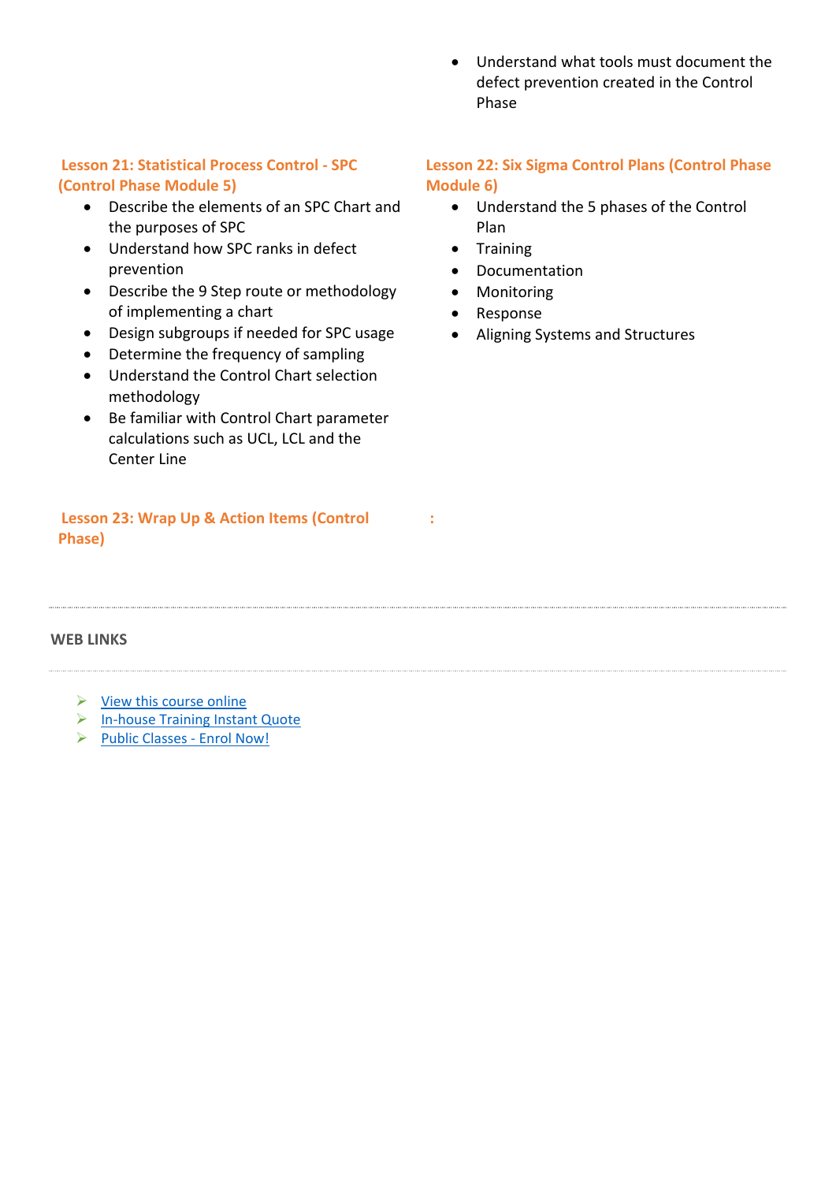- Understand what tools must document the defect prevention created in the Control Phase

### Lesson 21: Statistical Process Control - SPC (Control Phase Module 5)

- Describe the elements of an SPC Chart and the purposes of SPC
- Understand how SPC ranks in defect prevention
- Describe the 9 Step route or methodology of implementing a chart
- Design subgroups if needed for SPC usage
- Determine the frequency of sampling
- Understand the Control Chart selection methodology
- Be familiar with Control Chart parameter calculations such as UCL, LCL and the Center Line

### Lesson 22: Six Sigma Control Plans (Control Phase Module 6)

- Understand the 5 phases of the Control Plan
- Training
- Documentation
- Monitoring
- Response
- Aligning Systems and Structures

### Lesson 23: Wrap Up & Action Items (Control Phase)

:

---

## WEB LINKS

---

- View this course online
- In-house Training Instant Quote
- Public Classes - Enrol Now!